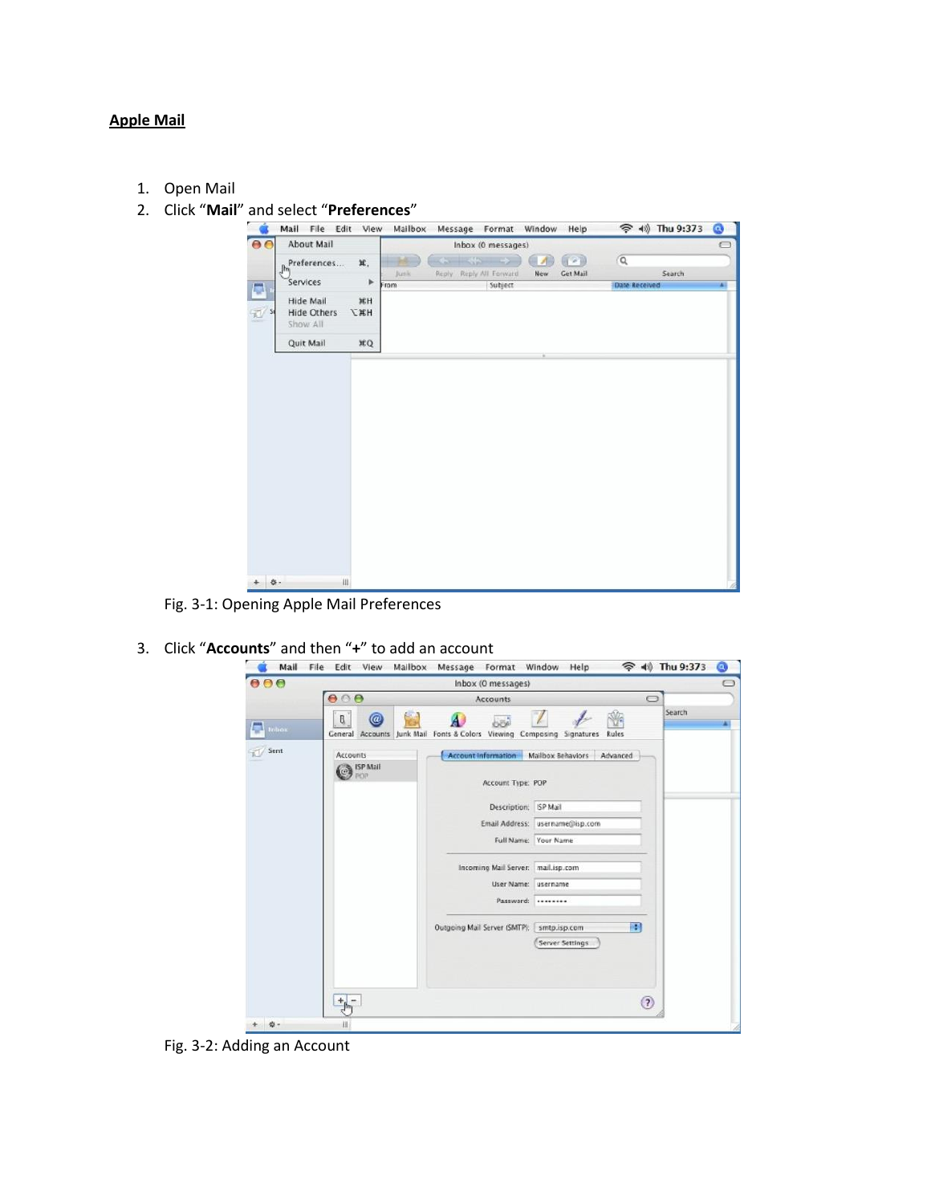## Apple Mail

1. Open Mail
2. Click "**Mail**" and select "**Preferences**"

Fig. 3-1: Opening Apple Mail Preferences

3. Click "**Accounts**" and then "**+**" to add an account

Fig. 3-2: Adding an Account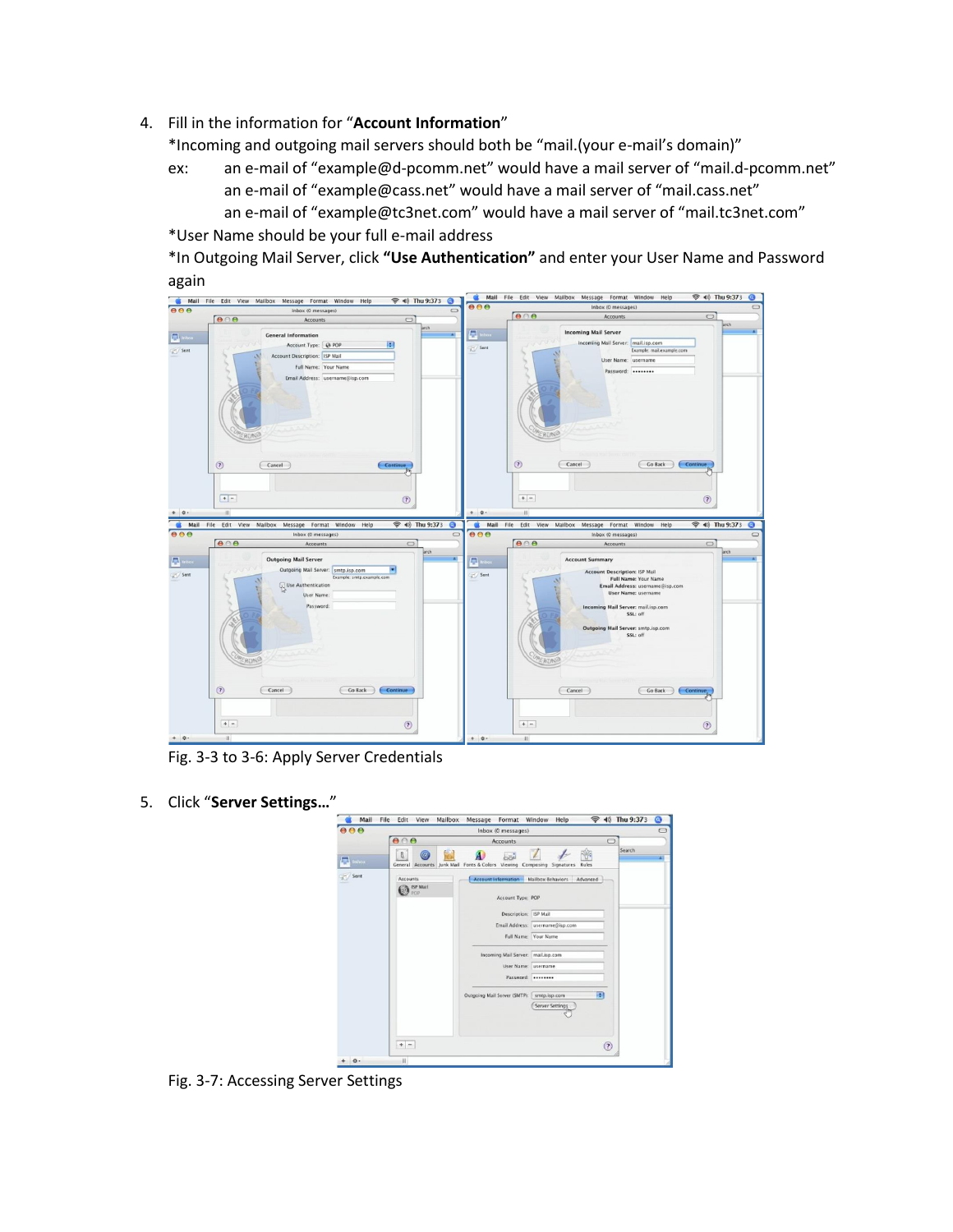4. Fill in the information for "**Account Information**"

   *Incoming and outgoing mail servers should both be "mail.(your e-mail's domain)"

   ex: an e-mail of "example@d-pcomm.net" would have a mail server of "mail.d-pcomm.net"
   an e-mail of "example@cass.net" would have a mail server of "mail.cass.net"
   an e-mail of "example@tc3net.com" would have a mail server of "mail.tc3net.com"

   *User Name should be your full e-mail address

   *In Outgoing Mail Server, click **"Use Authentication"** and enter your User Name and Password again

Fig. 3-3 to 3-6: Apply Server Credentials

5. Click "**Server Settings…**"

Fig. 3-7: Accessing Server Settings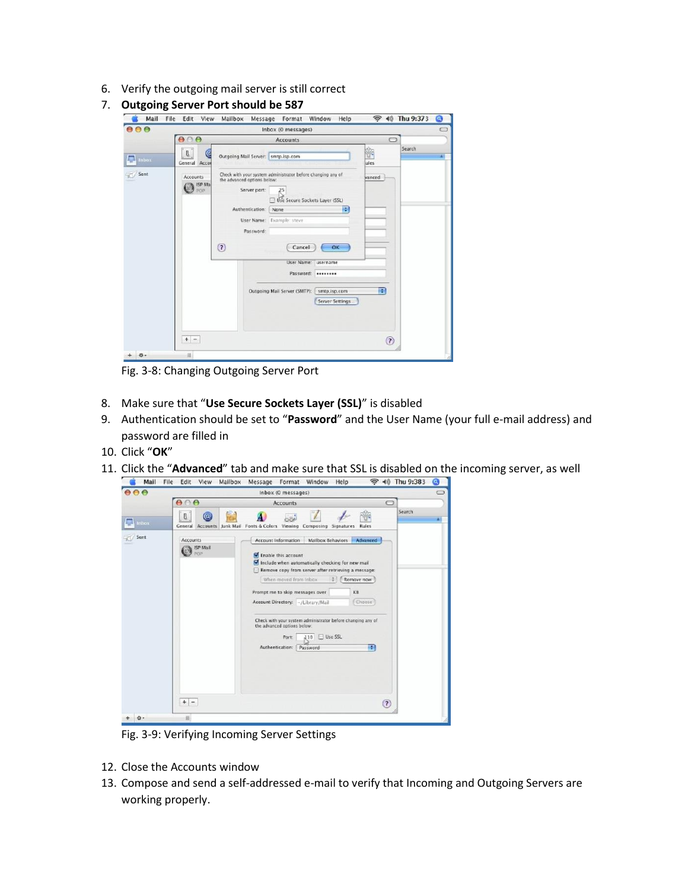6. Verify the outgoing mail server is still correct
7. **Outgoing Server Port should be 587**

Fig. 3-8: Changing Outgoing Server Port

8. Make sure that “**Use Secure Sockets Layer (SSL)**” is disabled
9. Authentication should be set to “**Password**” and the User Name (your full e-mail address) and password are filled in
10. Click “**OK**”
11. Click the “**Advanced**” tab and make sure that SSL is disabled on the incoming server, as well

Fig. 3-9: Verifying Incoming Server Settings

12. Close the Accounts window
13. Compose and send a self-addressed e-mail to verify that Incoming and Outgoing Servers are working properly.